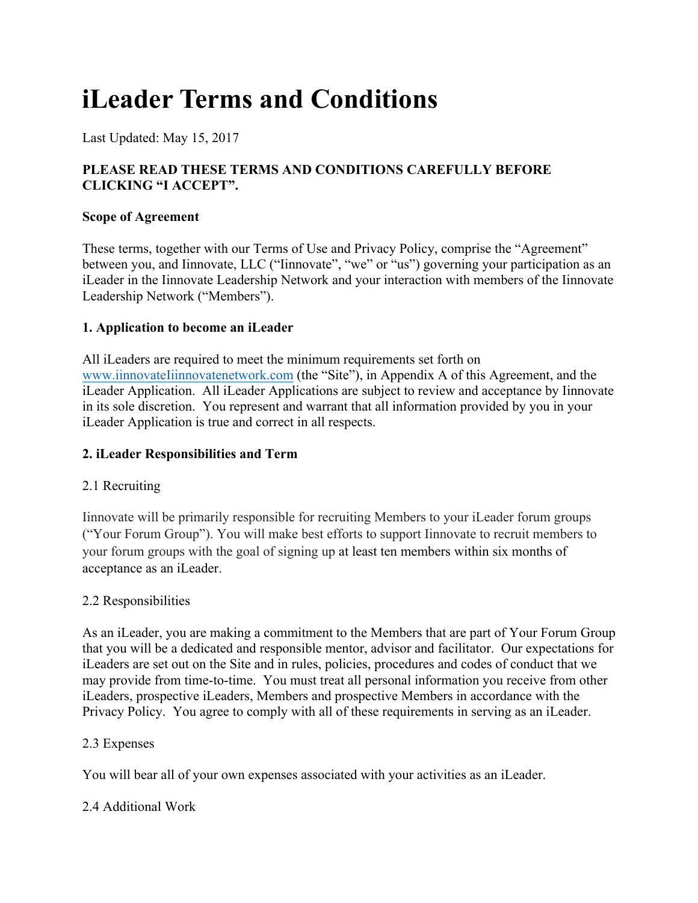# iLeader Terms and Conditions

Last Updated: May 15, 2017

**PLEASE READ THESE TERMS AND CONDITIONS CAREFULLY BEFORE CLICKING "I ACCEPT".**

**Scope of Agreement**

These terms, together with our Terms of Use and Privacy Policy, comprise the "Agreement" between you, and Iinnovate, LLC ("Iinnovate", "we" or "us") governing your participation as an iLeader in the Iinnovate Leadership Network and your interaction with members of the Iinnovate Leadership Network ("Members").

**1. Application to become an iLeader**

All iLeaders are required to meet the minimum requirements set forth on www.iinnovateIiinnovatenetwork.com (the "Site"), in Appendix A of this Agreement, and the iLeader Application. All iLeader Applications are subject to review and acceptance by Iinnovate in its sole discretion. You represent and warrant that all information provided by you in your iLeader Application is true and correct in all respects.

**2. iLeader Responsibilities and Term**

2.1 Recruiting

Iinnovate will be primarily responsible for recruiting Members to your iLeader forum groups ("Your Forum Group"). You will make best efforts to support Iinnovate to recruit members to your forum groups with the goal of signing up at least ten members within six months of acceptance as an iLeader.

2.2 Responsibilities

As an iLeader, you are making a commitment to the Members that are part of Your Forum Group that you will be a dedicated and responsible mentor, advisor and facilitator. Our expectations for iLeaders are set out on the Site and in rules, policies, procedures and codes of conduct that we may provide from time-to-time. You must treat all personal information you receive from other iLeaders, prospective iLeaders, Members and prospective Members in accordance with the Privacy Policy. You agree to comply with all of these requirements in serving as an iLeader.

2.3 Expenses

You will bear all of your own expenses associated with your activities as an iLeader.

2.4 Additional Work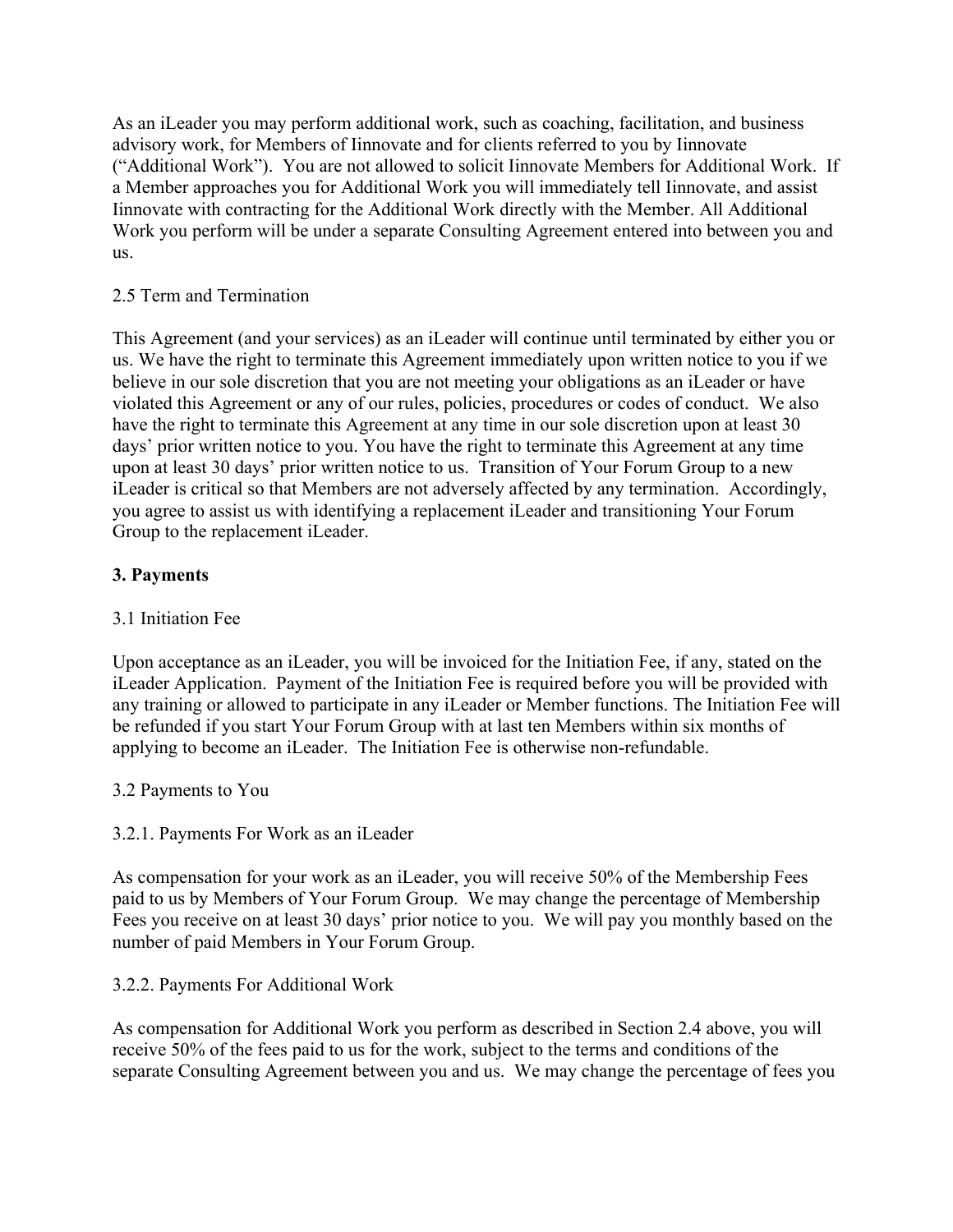As an iLeader you may perform additional work, such as coaching, facilitation, and business advisory work, for Members of Iinnovate and for clients referred to you by Iinnovate ("Additional Work"). You are not allowed to solicit Iinnovate Members for Additional Work. If a Member approaches you for Additional Work you will immediately tell Iinnovate, and assist Iinnovate with contracting for the Additional Work directly with the Member. All Additional Work you perform will be under a separate Consulting Agreement entered into between you and us.

2.5 Term and Termination

This Agreement (and your services) as an iLeader will continue until terminated by either you or us. We have the right to terminate this Agreement immediately upon written notice to you if we believe in our sole discretion that you are not meeting your obligations as an iLeader or have violated this Agreement or any of our rules, policies, procedures or codes of conduct. We also have the right to terminate this Agreement at any time in our sole discretion upon at least 30 days' prior written notice to you. You have the right to terminate this Agreement at any time upon at least 30 days' prior written notice to us. Transition of Your Forum Group to a new iLeader is critical so that Members are not adversely affected by any termination. Accordingly, you agree to assist us with identifying a replacement iLeader and transitioning Your Forum Group to the replacement iLeader.

**3. Payments**

3.1 Initiation Fee

Upon acceptance as an iLeader, you will be invoiced for the Initiation Fee, if any, stated on the iLeader Application. Payment of the Initiation Fee is required before you will be provided with any training or allowed to participate in any iLeader or Member functions. The Initiation Fee will be refunded if you start Your Forum Group with at last ten Members within six months of applying to become an iLeader. The Initiation Fee is otherwise non-refundable.

3.2 Payments to You

3.2.1. Payments For Work as an iLeader

As compensation for your work as an iLeader, you will receive 50% of the Membership Fees paid to us by Members of Your Forum Group. We may change the percentage of Membership Fees you receive on at least 30 days' prior notice to you. We will pay you monthly based on the number of paid Members in Your Forum Group.

3.2.2. Payments For Additional Work

As compensation for Additional Work you perform as described in Section 2.4 above, you will receive 50% of the fees paid to us for the work, subject to the terms and conditions of the separate Consulting Agreement between you and us. We may change the percentage of fees you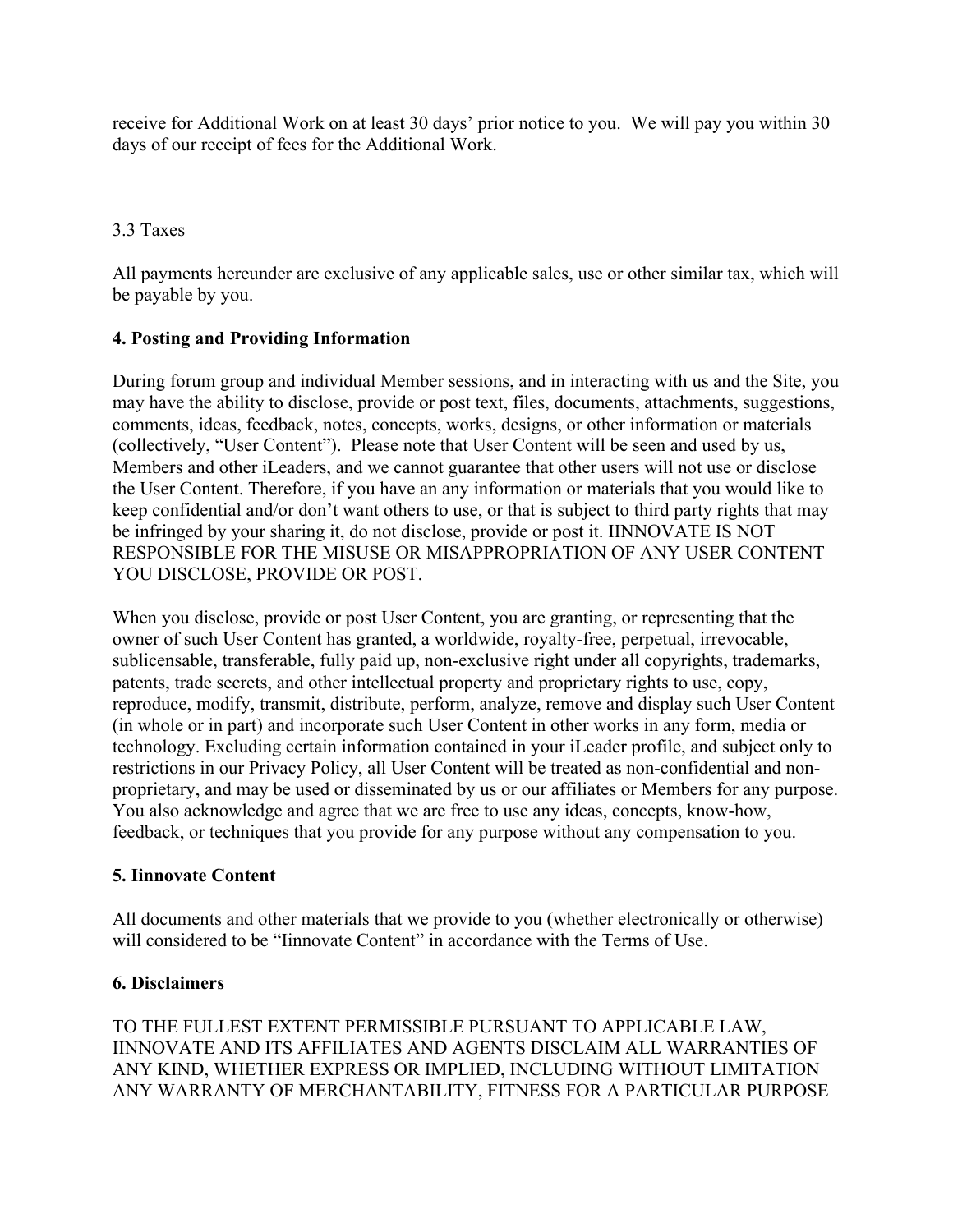receive for Additional Work on at least 30 days' prior notice to you. We will pay you within 30 days of our receipt of fees for the Additional Work.

3.3 Taxes

All payments hereunder are exclusive of any applicable sales, use or other similar tax, which will be payable by you.

**4. Posting and Providing Information**

During forum group and individual Member sessions, and in interacting with us and the Site, you may have the ability to disclose, provide or post text, files, documents, attachments, suggestions, comments, ideas, feedback, notes, concepts, works, designs, or other information or materials (collectively, "User Content"). Please note that User Content will be seen and used by us, Members and other iLeaders, and we cannot guarantee that other users will not use or disclose the User Content. Therefore, if you have an any information or materials that you would like to keep confidential and/or don't want others to use, or that is subject to third party rights that may be infringed by your sharing it, do not disclose, provide or post it. IINNOVATE IS NOT RESPONSIBLE FOR THE MISUSE OR MISAPPROPRIATION OF ANY USER CONTENT YOU DISCLOSE, PROVIDE OR POST.

When you disclose, provide or post User Content, you are granting, or representing that the owner of such User Content has granted, a worldwide, royalty-free, perpetual, irrevocable, sublicensable, transferable, fully paid up, non-exclusive right under all copyrights, trademarks, patents, trade secrets, and other intellectual property and proprietary rights to use, copy, reproduce, modify, transmit, distribute, perform, analyze, remove and display such User Content (in whole or in part) and incorporate such User Content in other works in any form, media or technology. Excluding certain information contained in your iLeader profile, and subject only to restrictions in our Privacy Policy, all User Content will be treated as non-confidential and non-proprietary, and may be used or disseminated by us or our affiliates or Members for any purpose. You also acknowledge and agree that we are free to use any ideas, concepts, know-how, feedback, or techniques that you provide for any purpose without any compensation to you.

**5. Iinnovate Content**

All documents and other materials that we provide to you (whether electronically or otherwise) will considered to be "Iinnovate Content" in accordance with the Terms of Use.

**6. Disclaimers**

TO THE FULLEST EXTENT PERMISSIBLE PURSUANT TO APPLICABLE LAW, IINNOVATE AND ITS AFFILIATES AND AGENTS DISCLAIM ALL WARRANTIES OF ANY KIND, WHETHER EXPRESS OR IMPLIED, INCLUDING WITHOUT LIMITATION ANY WARRANTY OF MERCHANTABILITY, FITNESS FOR A PARTICULAR PURPOSE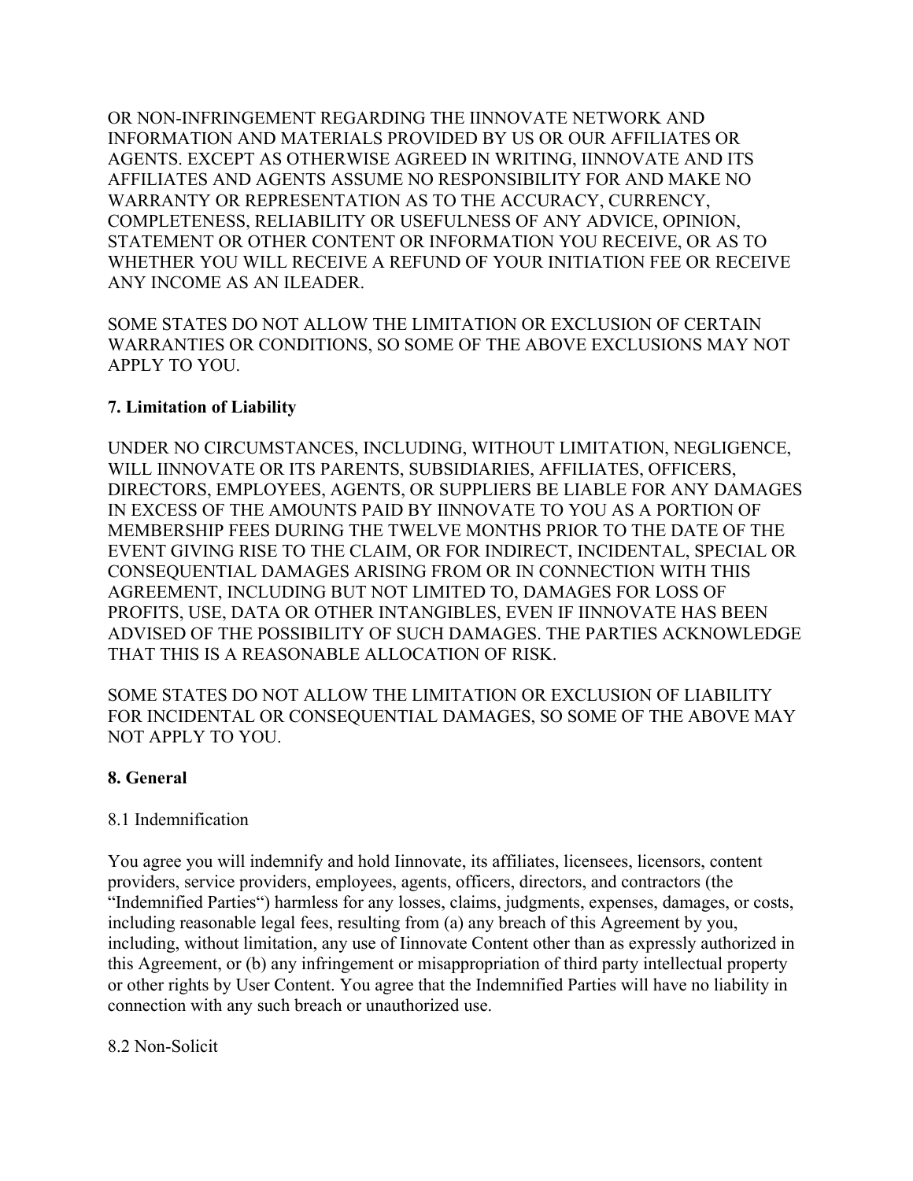OR NON-INFRINGEMENT REGARDING THE IINNOVATE NETWORK AND INFORMATION AND MATERIALS PROVIDED BY US OR OUR AFFILIATES OR AGENTS. EXCEPT AS OTHERWISE AGREED IN WRITING, IINNOVATE AND ITS AFFILIATES AND AGENTS ASSUME NO RESPONSIBILITY FOR AND MAKE NO WARRANTY OR REPRESENTATION AS TO THE ACCURACY, CURRENCY, COMPLETENESS, RELIABILITY OR USEFULNESS OF ANY ADVICE, OPINION, STATEMENT OR OTHER CONTENT OR INFORMATION YOU RECEIVE, OR AS TO WHETHER YOU WILL RECEIVE A REFUND OF YOUR INITIATION FEE OR RECEIVE ANY INCOME AS AN ILEADER.

SOME STATES DO NOT ALLOW THE LIMITATION OR EXCLUSION OF CERTAIN WARRANTIES OR CONDITIONS, SO SOME OF THE ABOVE EXCLUSIONS MAY NOT APPLY TO YOU.

**7. Limitation of Liability**

UNDER NO CIRCUMSTANCES, INCLUDING, WITHOUT LIMITATION, NEGLIGENCE, WILL IINNOVATE OR ITS PARENTS, SUBSIDIARIES, AFFILIATES, OFFICERS, DIRECTORS, EMPLOYEES, AGENTS, OR SUPPLIERS BE LIABLE FOR ANY DAMAGES IN EXCESS OF THE AMOUNTS PAID BY IINNOVATE TO YOU AS A PORTION OF MEMBERSHIP FEES DURING THE TWELVE MONTHS PRIOR TO THE DATE OF THE EVENT GIVING RISE TO THE CLAIM, OR FOR INDIRECT, INCIDENTAL, SPECIAL OR CONSEQUENTIAL DAMAGES ARISING FROM OR IN CONNECTION WITH THIS AGREEMENT, INCLUDING BUT NOT LIMITED TO, DAMAGES FOR LOSS OF PROFITS, USE, DATA OR OTHER INTANGIBLES, EVEN IF IINNOVATE HAS BEEN ADVISED OF THE POSSIBILITY OF SUCH DAMAGES. THE PARTIES ACKNOWLEDGE THAT THIS IS A REASONABLE ALLOCATION OF RISK.

SOME STATES DO NOT ALLOW THE LIMITATION OR EXCLUSION OF LIABILITY FOR INCIDENTAL OR CONSEQUENTIAL DAMAGES, SO SOME OF THE ABOVE MAY NOT APPLY TO YOU.

**8. General**

8.1 Indemnification

You agree you will indemnify and hold Iinnovate, its affiliates, licensees, licensors, content providers, service providers, employees, agents, officers, directors, and contractors (the "Indemnified Parties") harmless for any losses, claims, judgments, expenses, damages, or costs, including reasonable legal fees, resulting from (a) any breach of this Agreement by you, including, without limitation, any use of Iinnovate Content other than as expressly authorized in this Agreement, or (b) any infringement or misappropriation of third party intellectual property or other rights by User Content. You agree that the Indemnified Parties will have no liability in connection with any such breach or unauthorized use.

8.2 Non-Solicit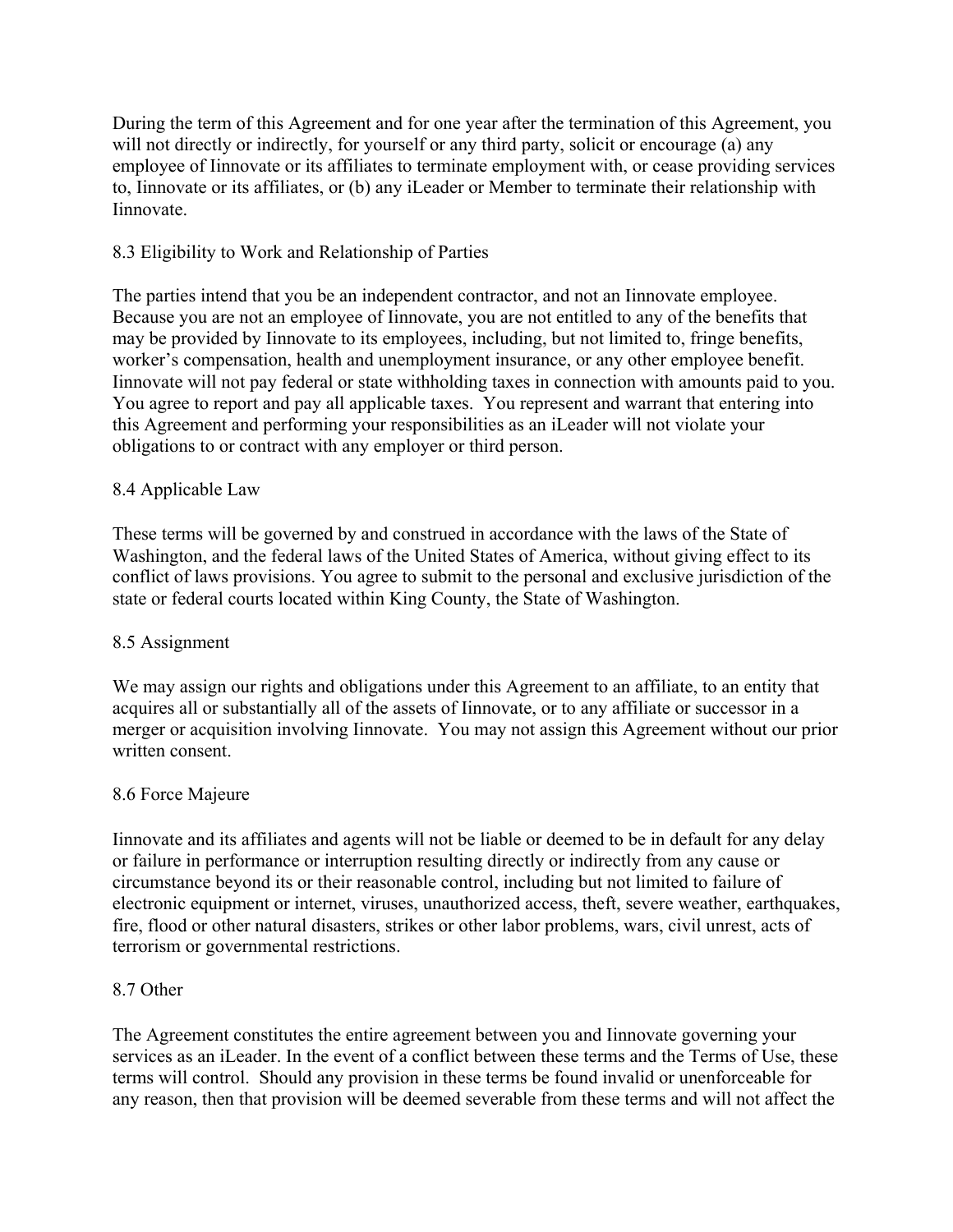During the term of this Agreement and for one year after the termination of this Agreement, you will not directly or indirectly, for yourself or any third party, solicit or encourage (a) any employee of Iinnovate or its affiliates to terminate employment with, or cease providing services to, Iinnovate or its affiliates, or (b) any iLeader or Member to terminate their relationship with Iinnovate.

### 8.3 Eligibility to Work and Relationship of Parties

The parties intend that you be an independent contractor, and not an Iinnovate employee. Because you are not an employee of Iinnovate, you are not entitled to any of the benefits that may be provided by Iinnovate to its employees, including, but not limited to, fringe benefits, worker's compensation, health and unemployment insurance, or any other employee benefit. Iinnovate will not pay federal or state withholding taxes in connection with amounts paid to you. You agree to report and pay all applicable taxes. You represent and warrant that entering into this Agreement and performing your responsibilities as an iLeader will not violate your obligations to or contract with any employer or third person.

### 8.4 Applicable Law

These terms will be governed by and construed in accordance with the laws of the State of Washington, and the federal laws of the United States of America, without giving effect to its conflict of laws provisions. You agree to submit to the personal and exclusive jurisdiction of the state or federal courts located within King County, the State of Washington.

### 8.5 Assignment

We may assign our rights and obligations under this Agreement to an affiliate, to an entity that acquires all or substantially all of the assets of Iinnovate, or to any affiliate or successor in a merger or acquisition involving Iinnovate. You may not assign this Agreement without our prior written consent.

### 8.6 Force Majeure

Iinnovate and its affiliates and agents will not be liable or deemed to be in default for any delay or failure in performance or interruption resulting directly or indirectly from any cause or circumstance beyond its or their reasonable control, including but not limited to failure of electronic equipment or internet, viruses, unauthorized access, theft, severe weather, earthquakes, fire, flood or other natural disasters, strikes or other labor problems, wars, civil unrest, acts of terrorism or governmental restrictions.

### 8.7 Other

The Agreement constitutes the entire agreement between you and Iinnovate governing your services as an iLeader. In the event of a conflict between these terms and the Terms of Use, these terms will control. Should any provision in these terms be found invalid or unenforceable for any reason, then that provision will be deemed severable from these terms and will not affect the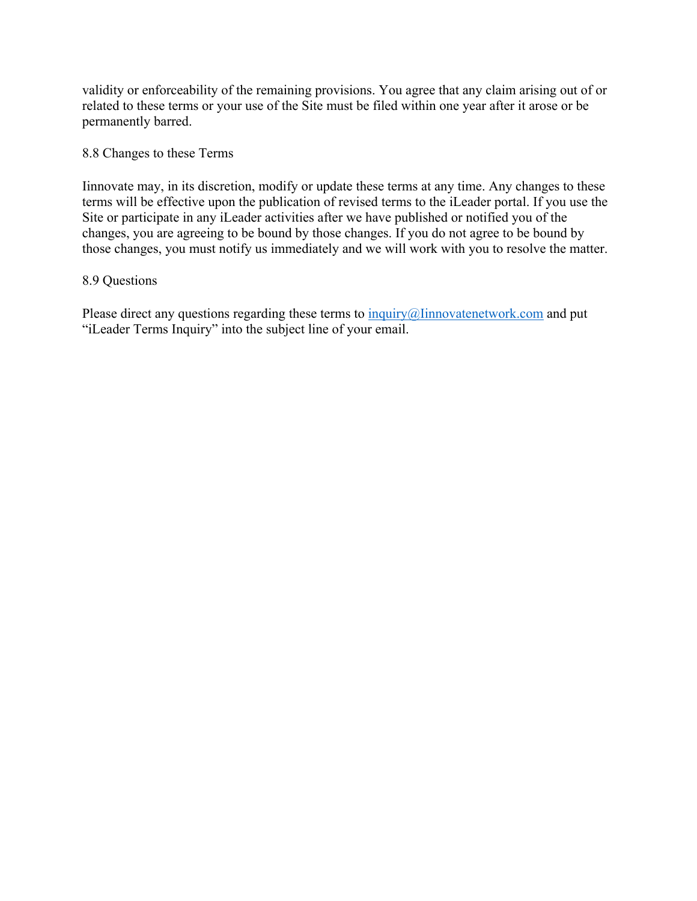validity or enforceability of the remaining provisions. You agree that any claim arising out of or related to these terms or your use of the Site must be filed within one year after it arose or be permanently barred.

### 8.8 Changes to these Terms

Iinnovate may, in its discretion, modify or update these terms at any time. Any changes to these terms will be effective upon the publication of revised terms to the iLeader portal. If you use the Site or participate in any iLeader activities after we have published or notified you of the changes, you are agreeing to be bound by those changes. If you do not agree to be bound by those changes, you must notify us immediately and we will work with you to resolve the matter.

### 8.9 Questions

Please direct any questions regarding these terms to [inquiry@Iinnovatenetwork.com](mailto:inquiry@Iinnovatenetwork.com) and put "iLeader Terms Inquiry" into the subject line of your email.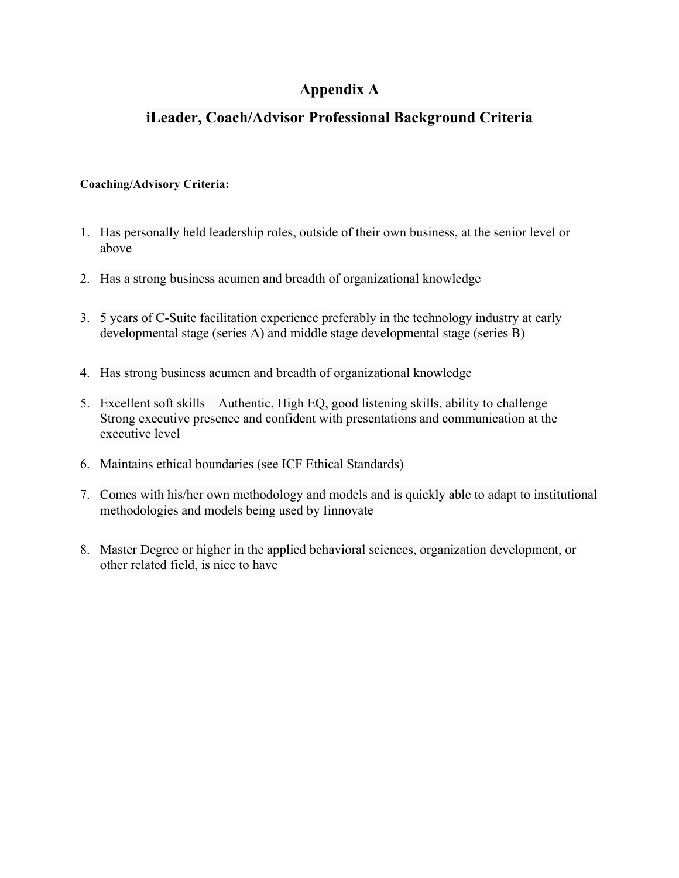# Appendix A

## iLeader, Coach/Advisor Professional Background Criteria

**Coaching/Advisory Criteria:**

1. Has personally held leadership roles, outside of their own business, at the senior level or above
2. Has a strong business acumen and breadth of organizational knowledge
3. 5 years of C-Suite facilitation experience preferably in the technology industry at early developmental stage (series A) and middle stage developmental stage (series B)
4. Has strong business acumen and breadth of organizational knowledge
5. Excellent soft skills – Authentic, High EQ, good listening skills, ability to challenge Strong executive presence and confident with presentations and communication at the executive level
6. Maintains ethical boundaries (see ICF Ethical Standards)
7. Comes with his/her own methodology and models and is quickly able to adapt to institutional methodologies and models being used by Iinnovate
8. Master Degree or higher in the applied behavioral sciences, organization development, or other related field, is nice to have